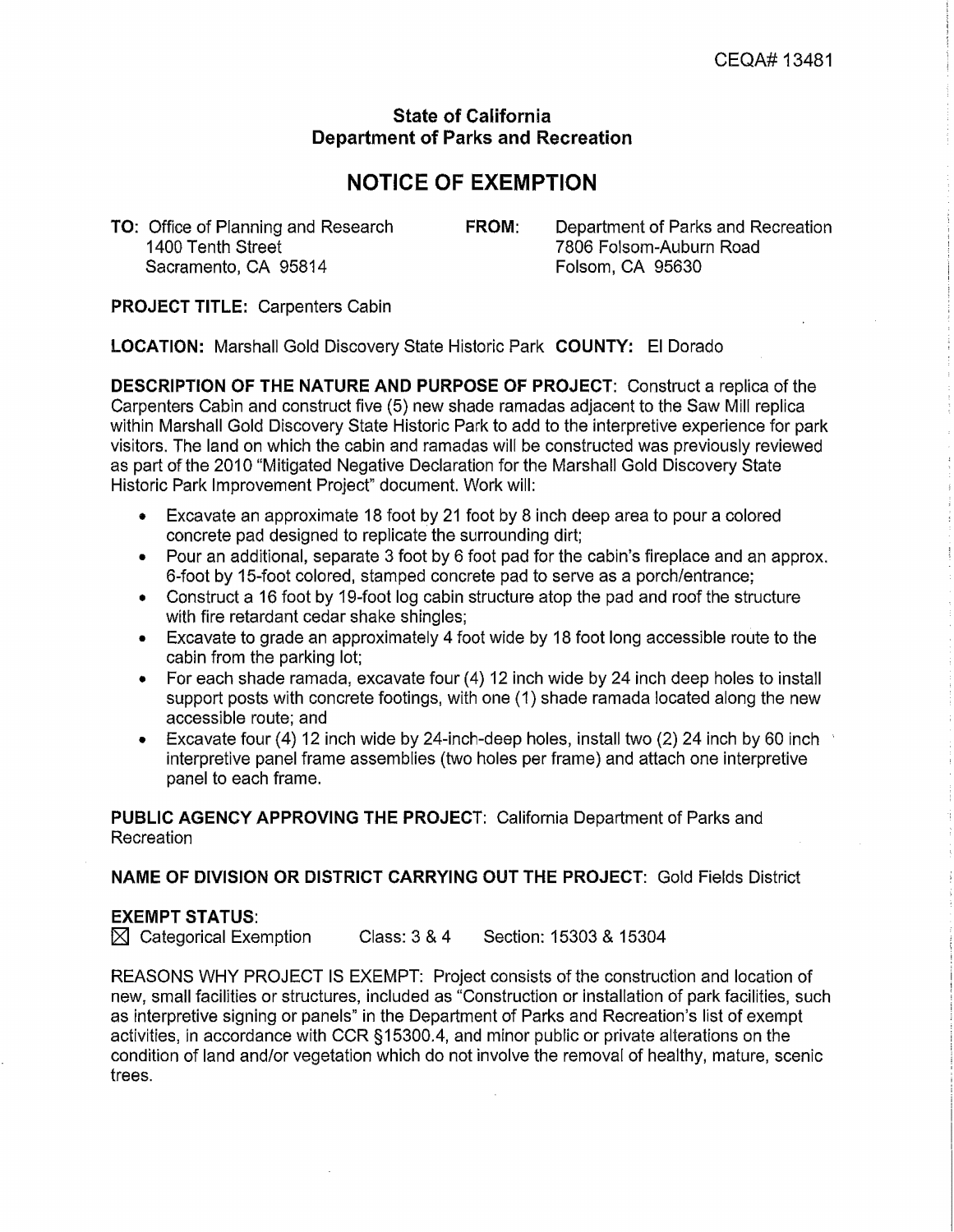CEQA# 13481

**State of California**
**Department of Parks and Recreation**

# NOTICE OF EXEMPTION

**TO:** Office of Planning and Research
1400 Tenth Street
Sacramento, CA 95814

**FROM:** Department of Parks and Recreation
7806 Folsom-Auburn Road
Folsom, CA 95630

**PROJECT TITLE:** Carpenters Cabin

**LOCATION:** Marshall Gold Discovery State Historic Park **COUNTY:** El Dorado

**DESCRIPTION OF THE NATURE AND PURPOSE OF PROJECT:** Construct a replica of the Carpenters Cabin and construct five (5) new shade ramadas adjacent to the Saw Mill replica within Marshall Gold Discovery State Historic Park to add to the interpretive experience for park visitors. The land on which the cabin and ramadas will be constructed was previously reviewed as part of the 2010 "Mitigated Negative Declaration for the Marshall Gold Discovery State Historic Park Improvement Project" document. Work will:

- Excavate an approximate 18 foot by 21 foot by 8 inch deep area to pour a colored concrete pad designed to replicate the surrounding dirt;
- Pour an additional, separate 3 foot by 6 foot pad for the cabin's fireplace and an approx. 6-foot by 15-foot colored, stamped concrete pad to serve as a porch/entrance;
- Construct a 16 foot by 19-foot log cabin structure atop the pad and roof the structure with fire retardant cedar shake shingles;
- Excavate to grade an approximately 4 foot wide by 18 foot long accessible route to the cabin from the parking lot;
- For each shade ramada, excavate four (4) 12 inch wide by 24 inch deep holes to install support posts with concrete footings, with one (1) shade ramada located along the new accessible route; and
- Excavate four (4) 12 inch wide by 24-inch-deep holes, install two (2) 24 inch by 60 inch interpretive panel frame assemblies (two holes per frame) and attach one interpretive panel to each frame.

**PUBLIC AGENCY APPROVING THE PROJECT:** California Department of Parks and Recreation

**NAME OF DIVISION OR DISTRICT CARRYING OUT THE PROJECT:** Gold Fields District

**EXEMPT STATUS:**
☒ Categorical Exemption Class: 3 & 4 Section: 15303 & 15304

REASONS WHY PROJECT IS EXEMPT: Project consists of the construction and location of new, small facilities or structures, included as "Construction or installation of park facilities, such as interpretive signing or panels" in the Department of Parks and Recreation's list of exempt activities, in accordance with CCR §15300.4, and minor public or private alterations on the condition of land and/or vegetation which do not involve the removal of healthy, mature, scenic trees.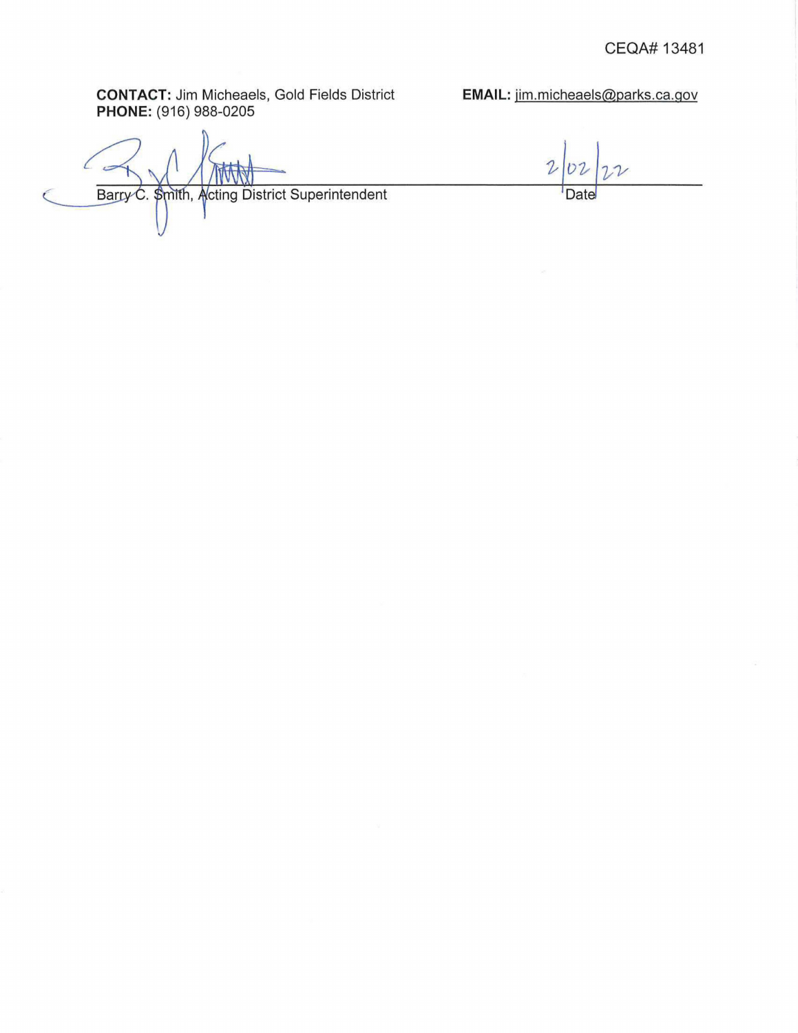CEQA# 13481

**CONTACT:** Jim Micheaels, Gold Fields District
**PHONE:** (916) 988-0205

**EMAIL:** jim.micheaels@parks.ca.gov

Barry C. Smith, Acting District Superintendent

2/02/22
Date